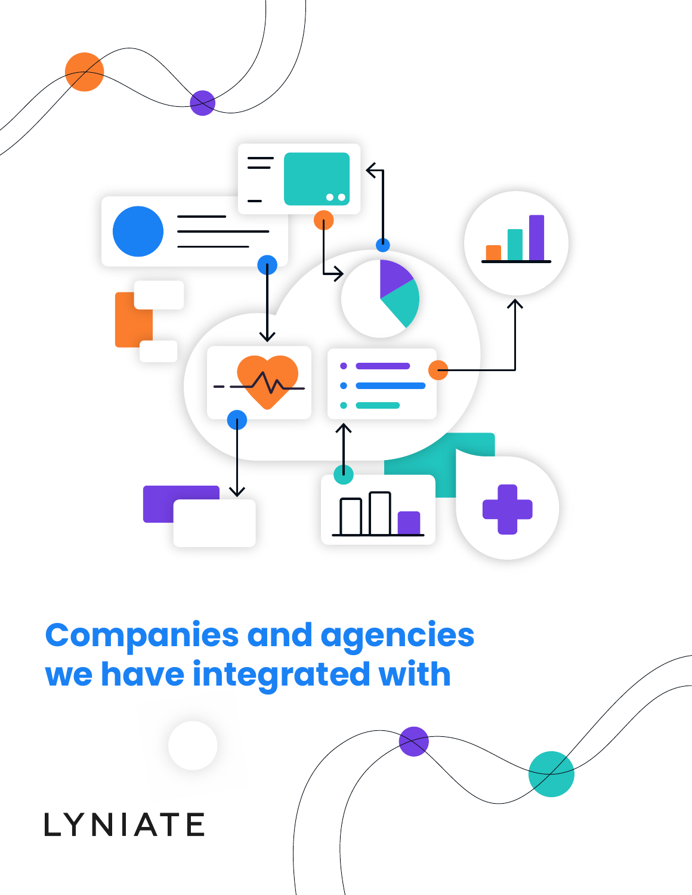# Companies and agencies we have integrated with

LYNIATE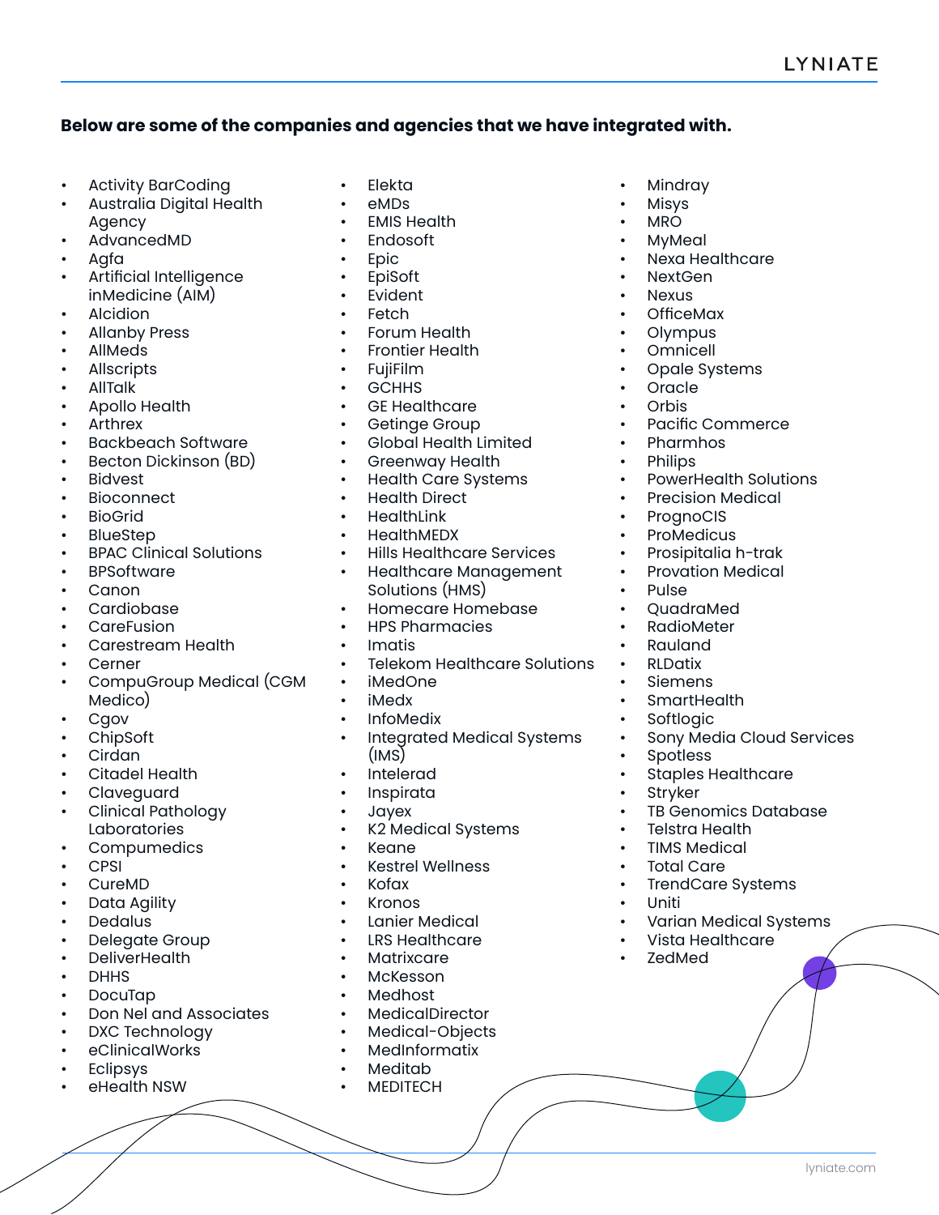**Below are some of the companies and agencies that we have integrated with.**

- Activity BarCoding
- Australia Digital Health Agency
- AdvancedMD
- Agfa
- Artificial Intelligence inMedicine (AIM)
- Alcidion
- Allanby Press
- AllMeds
- Allscripts
- AllTalk
- Apollo Health
- Arthrex
- Backbeach Software
- Becton Dickinson (BD)
- Bidvest
- Bioconnect
- BioGrid
- BlueStep
- BPAC Clinical Solutions
- BPSoftware
- Canon
- Cardiobase
- CareFusion
- Carestream Health
- Cerner
- CompuGroup Medical (CGM Medico)
- Cgov
- ChipSoft
- Cirdan
- Citadel Health
- Claveguard
- Clinical Pathology Laboratories
- Compumedics
- CPSI
- CureMD
- Data Agility
- Dedalus
- Delegate Group
- DeliverHealth
- DHHS
- DocuTap
- Don Nel and Associates
- DXC Technology
- eClinicalWorks
- Eclipsys
- eHealth NSW
- Elekta
- eMDs
- EMIS Health
- Endosoft
- Epic
- EpiSoft
- Evident
- Fetch
- Forum Health
- Frontier Health
- FujiFilm
- GCHHS
- GE Healthcare
- Getinge Group
- Global Health Limited
- Greenway Health
- Health Care Systems
- Health Direct
- HealthLink
- HealthMEDX
- Hills Healthcare Services
- Healthcare Management Solutions (HMS)
- Homecare Homebase
- HPS Pharmacies
- Imatis
- Telekom Healthcare Solutions
- iMedOne
- iMedx
- InfoMedix
- Integrated Medical Systems (IMS)
- Intelerad
- Inspirata
- Jayex
- K2 Medical Systems
- Keane
- Kestrel Wellness
- Kofax
- Kronos
- Lanier Medical
- LRS Healthcare
- Matrixcare
- McKesson
- Medhost
- MedicalDirector
- Medical-Objects
- MedInformatix
- Meditab
- MEDITECH
- Mindray
- Misys
- MRO
- MyMeal
- Nexa Healthcare
- NextGen
- Nexus
- OfficeMax
- Olympus
- Omnicell
- Opale Systems
- Oracle
- Orbis
- Pacific Commerce
- Pharmhos
- Philips
- PowerHealth Solutions
- Precision Medical
- PrognoCIS
- ProMedicus
- Prosipitalia h-trak
- Provation Medical
- Pulse
- QuadraMed
- RadioMeter
- Rauland
- RLDatix
- Siemens
- SmartHealth
- Softlogic
- Sony Media Cloud Services
- Spotless
- Staples Healthcare
- Stryker
- TB Genomics Database
- Telstra Health
- TIMS Medical
- Total Care
- TrendCare Systems
- Uniti
- Varian Medical Systems
- Vista Healthcare
- ZedMed